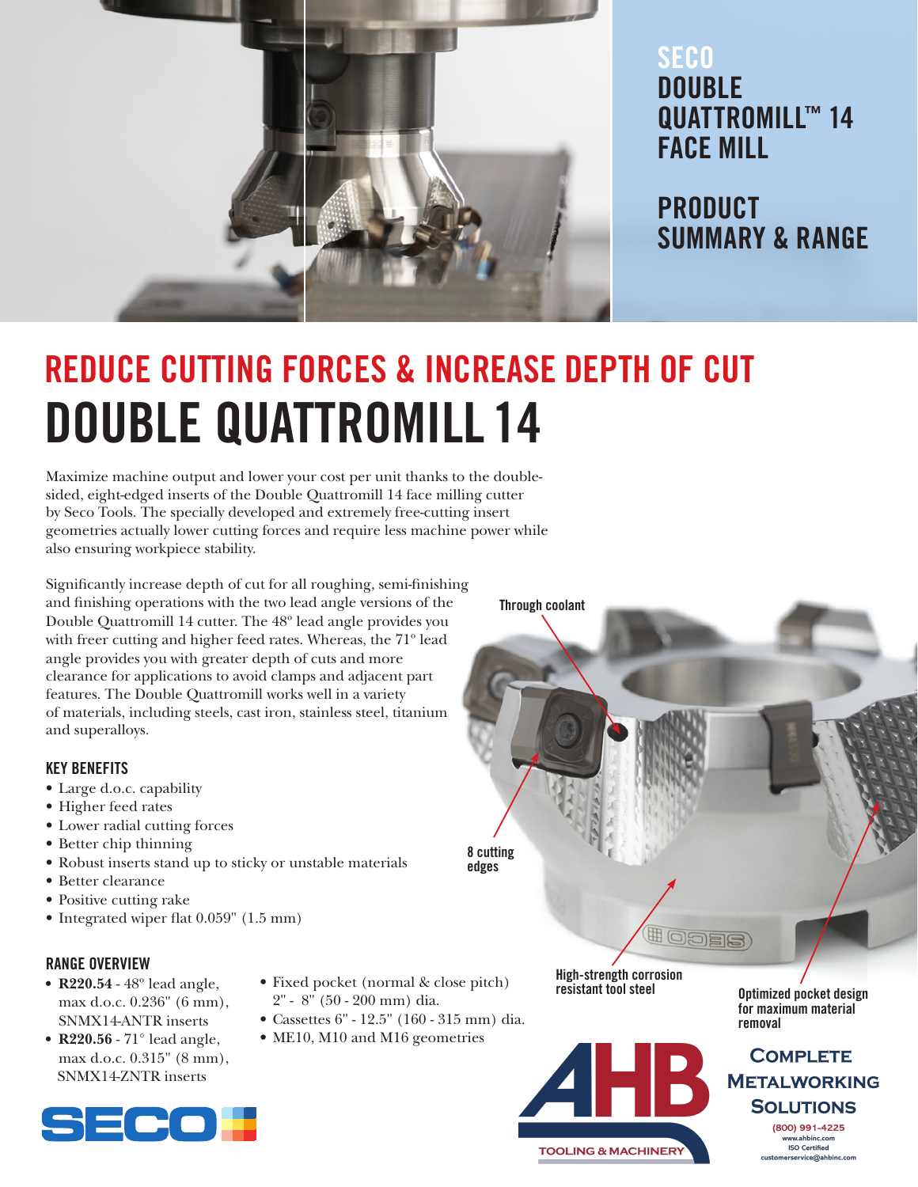# SECO DOUBLE QUATTROMILL™ 14 FACE MILL

## PRODUCT SUMMARY & RANGE

## REDUCE CUTTING FORCES & INCREASE DEPTH OF CUT

# DOUBLE QUATTROMILL 14

Maximize machine output and lower your cost per unit thanks to the double-sided, eight-edged inserts of the Double Quattromill 14 face milling cutter by Seco Tools. The specially developed and extremely free-cutting insert geometries actually lower cutting forces and require less machine power while also ensuring workpiece stability.

Significantly increase depth of cut for all roughing, semi-finishing and finishing operations with the two lead angle versions of the Double Quattromill 14 cutter. The 48º lead angle provides you with freer cutting and higher feed rates. Whereas, the 71º lead angle provides you with greater depth of cuts and more clearance for applications to avoid clamps and adjacent part features. The Double Quattromill works well in a variety of materials, including steels, cast iron, stainless steel, titanium and superalloys.

### KEY BENEFITS

- Large d.o.c. capability
- Higher feed rates
- Lower radial cutting forces
- Better chip thinning
- Robust inserts stand up to sticky or unstable materials
- Better clearance
- Positive cutting rake
- Integrated wiper flat 0.059" (1.5 mm)

### RANGE OVERVIEW

- **R220.54** - 48º lead angle, max d.o.c. 0.236" (6 mm), SNMX14-ANTR inserts
- **R220.56** - 71° lead angle, max d.o.c. 0.315" (8 mm), SNMX14-ZNTR inserts
- Fixed pocket (normal & close pitch) 2" - 8" (50 - 200 mm) dia.
- Cassettes 6" - 12.5" (160 - 315 mm) dia.
- ME10, M10 and M16 geometries

Through coolant

8 cutting edges

High-strength corrosion resistant tool steel

Optimized pocket design for maximum material removal

SECO

AHB TOOLING & MACHINERY

Complete Metalworking Solutions

(800) 991-4225
www.ahbinc.com
ISO Certified
customerservice@ahbinc.com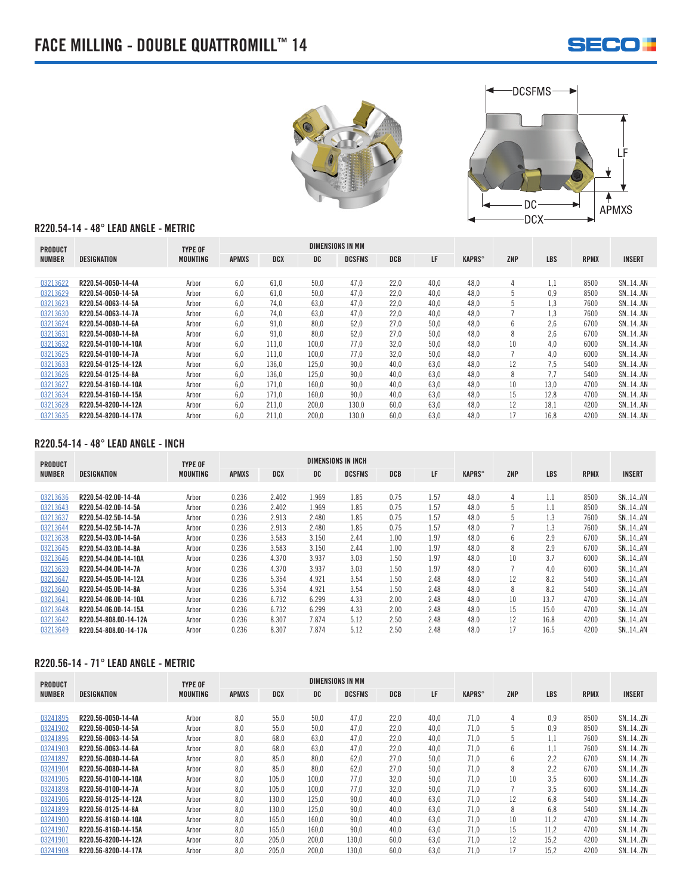# FACE MILLING - DOUBLE QUATTROMILL™ 14

DCSFMS

LF

DC

APMXS

DCX

### R220.54-14 - 48° LEAD ANGLE - METRIC

| PRODUCT NUMBER | DESIGNATION | TYPE OF MOUNTING | DIMENSIONS IN MM | | | | | | | | | | |
|---|---|---|---|---|---|---|---|---|---|---|---|---|---|
| | | | APMXS | DCX | DC | DCSFMS | DCB | LF | KAPRS° | ZNP | LBS | RPMX | INSERT |
| 03213622 | R220.54-0050-14-4A | Arbor | 6,0 | 61,0 | 50,0 | 47,0 | 22,0 | 40,0 | 48,0 | 4 | 1,1 | 8500 | SN..14..AN |
| 03213629 | R220.54-0050-14-5A | Arbor | 6,0 | 61,0 | 50,0 | 47,0 | 22,0 | 40,0 | 48,0 | 5 | 0,9 | 8500 | SN..14..AN |
| 03213623 | R220.54-0063-14-5A | Arbor | 6,0 | 74,0 | 63,0 | 47,0 | 22,0 | 40,0 | 48,0 | 5 | 1,3 | 7600 | SN..14..AN |
| 03213630 | R220.54-0063-14-7A | Arbor | 6,0 | 74,0 | 63,0 | 47,0 | 22,0 | 40,0 | 48,0 | 7 | 1,3 | 7600 | SN..14..AN |
| 03213624 | R220.54-0080-14-6A | Arbor | 6,0 | 91,0 | 80,0 | 62,0 | 27,0 | 50,0 | 48,0 | 6 | 2,6 | 6700 | SN..14..AN |
| 03213631 | R220.54-0080-14-8A | Arbor | 6,0 | 91,0 | 80,0 | 62,0 | 27,0 | 50,0 | 48,0 | 8 | 2,6 | 6700 | SN..14..AN |
| 03213632 | R220.54-0100-14-10A | Arbor | 6,0 | 111,0 | 100,0 | 77,0 | 32,0 | 50,0 | 48,0 | 10 | 4,0 | 6000 | SN..14..AN |
| 03213625 | R220.54-0100-14-7A | Arbor | 6,0 | 111,0 | 100,0 | 77,0 | 32,0 | 50,0 | 48,0 | 7 | 4,0 | 6000 | SN..14..AN |
| 03213633 | R220.54-0125-14-12A | Arbor | 6,0 | 136,0 | 125,0 | 90,0 | 40,0 | 63,0 | 48,0 | 12 | 7,5 | 5400 | SN..14..AN |
| 03213626 | R220.54-0125-14-8A | Arbor | 6,0 | 136,0 | 125,0 | 90,0 | 40,0 | 63,0 | 48,0 | 8 | 7,7 | 5400 | SN..14..AN |
| 03213627 | R220.54-8160-14-10A | Arbor | 6,0 | 171,0 | 160,0 | 90,0 | 40,0 | 63,0 | 48,0 | 10 | 13,0 | 4700 | SN..14..AN |
| 03213634 | R220.54-8160-14-15A | Arbor | 6,0 | 171,0 | 160,0 | 90,0 | 40,0 | 63,0 | 48,0 | 15 | 12,8 | 4700 | SN..14..AN |
| 03213628 | R220.54-8200-14-12A | Arbor | 6,0 | 211,0 | 200,0 | 130,0 | 60,0 | 63,0 | 48,0 | 12 | 18,1 | 4200 | SN..14..AN |
| 03213635 | R220.54-8200-14-17A | Arbor | 6,0 | 211,0 | 200,0 | 130,0 | 60,0 | 63,0 | 48,0 | 17 | 16,8 | 4200 | SN..14..AN |

### R220.54-14 - 48° LEAD ANGLE - INCH

| PRODUCT NUMBER | DESIGNATION | TYPE OF MOUNTING | DIMENSIONS IN INCH | | | | | | | | | | |
|---|---|---|---|---|---|---|---|---|---|---|---|---|---|
| | | | APMXS | DCX | DC | DCSFMS | DCB | LF | KAPRS° | ZNP | LBS | RPMX | INSERT |
| 03213636 | R220.54-02.00-14-4A | Arbor | 0.236 | 2.402 | 1.969 | 1.85 | 0.75 | 1.57 | 48.0 | 4 | 1.1 | 8500 | SN..14..AN |
| 03213643 | R220.54-02.00-14-5A | Arbor | 0.236 | 2.402 | 1.969 | 1.85 | 0.75 | 1.57 | 48.0 | 5 | 1.1 | 8500 | SN..14..AN |
| 03213637 | R220.54-02.50-14-5A | Arbor | 0.236 | 2.913 | 2.480 | 1.85 | 0.75 | 1.57 | 48.0 | 5 | 1.3 | 7600 | SN..14..AN |
| 03213644 | R220.54-02.50-14-7A | Arbor | 0.236 | 2.913 | 2.480 | 1.85 | 0.75 | 1.57 | 48.0 | 7 | 1.3 | 7600 | SN..14..AN |
| 03213638 | R220.54-03.00-14-6A | Arbor | 0.236 | 3.583 | 3.150 | 2.44 | 1.00 | 1.97 | 48.0 | 6 | 2.9 | 6700 | SN..14..AN |
| 03213645 | R220.54-03.00-14-8A | Arbor | 0.236 | 3.583 | 3.150 | 2.44 | 1.00 | 1.97 | 48.0 | 8 | 2.9 | 6700 | SN..14..AN |
| 03213646 | R220.54-04.00-14-10A | Arbor | 0.236 | 4.370 | 3.937 | 3.03 | 1.50 | 1.97 | 48.0 | 10 | 3.7 | 6000 | SN..14..AN |
| 03213639 | R220.54-04.00-14-7A | Arbor | 0.236 | 4.370 | 3.937 | 3.03 | 1.50 | 1.97 | 48.0 | 7 | 4.0 | 6000 | SN..14..AN |
| 03213647 | R220.54-05.00-14-12A | Arbor | 0.236 | 5.354 | 4.921 | 3.54 | 1.50 | 2.48 | 48.0 | 12 | 8.2 | 5400 | SN..14..AN |
| 03213640 | R220.54-05.00-14-8A | Arbor | 0.236 | 5.354 | 4.921 | 3.54 | 1.50 | 2.48 | 48.0 | 8 | 8.2 | 5400 | SN..14..AN |
| 03213641 | R220.54-06.00-14-10A | Arbor | 0.236 | 6.732 | 6.299 | 4.33 | 2.00 | 2.48 | 48.0 | 10 | 13.7 | 4700 | SN..14..AN |
| 03213648 | R220.54-06.00-14-15A | Arbor | 0.236 | 6.732 | 6.299 | 4.33 | 2.00 | 2.48 | 48.0 | 15 | 15.0 | 4700 | SN..14..AN |
| 03213642 | R220.54-808.00-14-12A | Arbor | 0.236 | 8.307 | 7.874 | 5.12 | 2.50 | 2.48 | 48.0 | 12 | 16.8 | 4200 | SN..14..AN |
| 03213649 | R220.54-808.00-14-17A | Arbor | 0.236 | 8.307 | 7.874 | 5.12 | 2.50 | 2.48 | 48.0 | 17 | 16.5 | 4200 | SN..14..AN |

### R220.56-14 - 71° LEAD ANGLE - METRIC

| PRODUCT NUMBER | DESIGNATION | TYPE OF MOUNTING | DIMENSIONS IN MM | | | | | | | | | | |
|---|---|---|---|---|---|---|---|---|---|---|---|---|---|
| | | | APMXS | DCX | DC | DCSFMS | DCB | LF | KAPRS° | ZNP | LBS | RPMX | INSERT |
| 03241895 | R220.56-0050-14-4A | Arbor | 8,0 | 55,0 | 50,0 | 47,0 | 22,0 | 40,0 | 71,0 | 4 | 0,9 | 8500 | SN..14..ZN |
| 03241902 | R220.56-0050-14-5A | Arbor | 8,0 | 55,0 | 50,0 | 47,0 | 22,0 | 40,0 | 71,0 | 5 | 0,9 | 8500 | SN..14..ZN |
| 03241896 | R220.56-0063-14-5A | Arbor | 8,0 | 68,0 | 63,0 | 47,0 | 22,0 | 40,0 | 71,0 | 5 | 1,1 | 7600 | SN..14..ZN |
| 03241903 | R220.56-0063-14-6A | Arbor | 8,0 | 68,0 | 63,0 | 47,0 | 22,0 | 40,0 | 71,0 | 6 | 1,1 | 7600 | SN..14..ZN |
| 03241897 | R220.56-0080-14-6A | Arbor | 8,0 | 85,0 | 80,0 | 62,0 | 27,0 | 50,0 | 71,0 | 6 | 2,2 | 6700 | SN..14..ZN |
| 03241904 | R220.56-0080-14-8A | Arbor | 8,0 | 85,0 | 80,0 | 62,0 | 27,0 | 50,0 | 71,0 | 8 | 2,2 | 6700 | SN..14..ZN |
| 03241905 | R220.56-0100-14-10A | Arbor | 8,0 | 105,0 | 100,0 | 77,0 | 32,0 | 50,0 | 71,0 | 10 | 3,5 | 6000 | SN..14..ZN |
| 03241898 | R220.56-0100-14-7A | Arbor | 8,0 | 105,0 | 100,0 | 77,0 | 32,0 | 50,0 | 71,0 | 7 | 3,5 | 6000 | SN..14..ZN |
| 03241906 | R220.56-0125-14-12A | Arbor | 8,0 | 130,0 | 125,0 | 90,0 | 40,0 | 63,0 | 71,0 | 12 | 6,8 | 5400 | SN..14..ZN |
| 03241899 | R220.56-0125-14-8A | Arbor | 8,0 | 130,0 | 125,0 | 90,0 | 40,0 | 63,0 | 71,0 | 8 | 6,8 | 5400 | SN..14..ZN |
| 03241900 | R220.56-8160-14-10A | Arbor | 8,0 | 165,0 | 160,0 | 90,0 | 40,0 | 63,0 | 71,0 | 10 | 11,2 | 4700 | SN..14..ZN |
| 03241907 | R220.56-8160-14-15A | Arbor | 8,0 | 165,0 | 160,0 | 90,0 | 40,0 | 63,0 | 71,0 | 15 | 11,2 | 4700 | SN..14..ZN |
| 03241901 | R220.56-8200-14-12A | Arbor | 8,0 | 205,0 | 200,0 | 130,0 | 60,0 | 63,0 | 71,0 | 12 | 15,2 | 4200 | SN..14..ZN |
| 03241908 | R220.56-8200-14-17A | Arbor | 8,0 | 205,0 | 200,0 | 130,0 | 60,0 | 63,0 | 71,0 | 17 | 15,2 | 4200 | SN..14..ZN |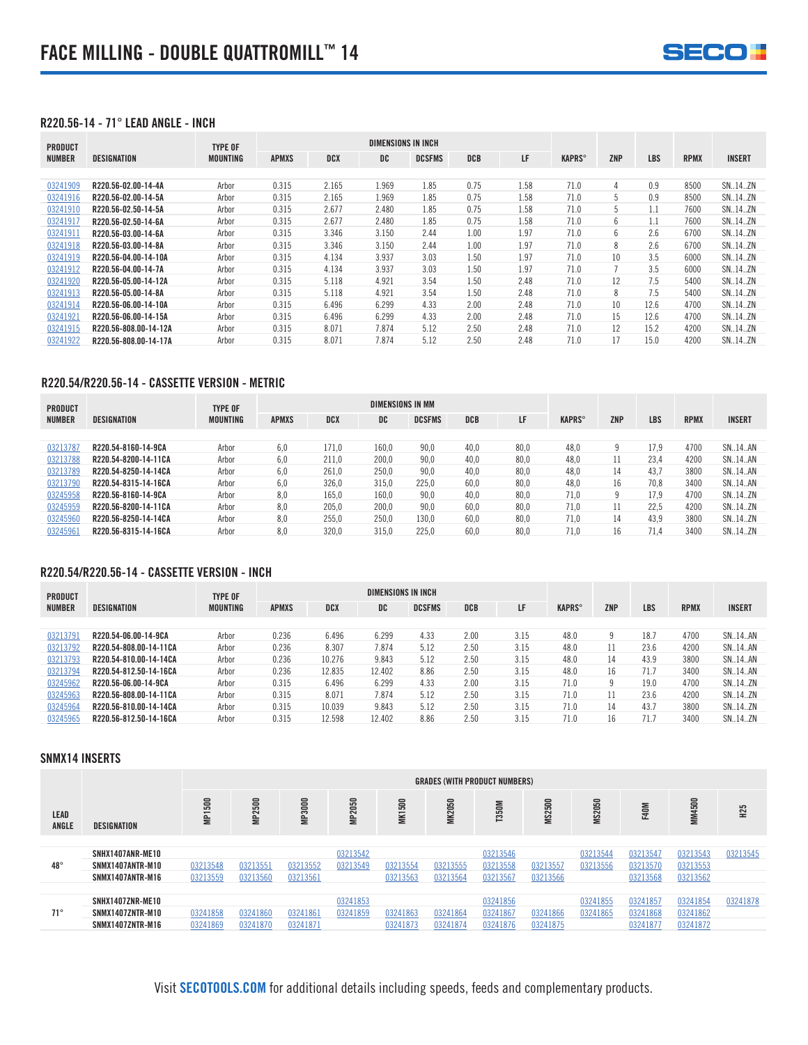# FACE MILLING - DOUBLE QUATTROMILL™ 14

### R220.56-14 - 71° LEAD ANGLE - INCH

| PRODUCT NUMBER | DESIGNATION | TYPE OF MOUNTING | DIMENSIONS IN INCH | | | | | | KAPRS° | ZNP | LBS | RPMX | INSERT |
|---|---|---|---|---|---|---|---|---|---|---|---|---|---|
| | | | APMXS | DCX | DC | DCSFMS | DCB | LF | | | | | |
| 03241909 | R220.56-02.00-14-4A | Arbor | 0.315 | 2.165 | 1.969 | 1.85 | 0.75 | 1.58 | 71.0 | 4 | 0.9 | 8500 | SN..14..ZN |
| 03241916 | R220.56-02.00-14-5A | Arbor | 0.315 | 2.165 | 1.969 | 1.85 | 0.75 | 1.58 | 71.0 | 5 | 0.9 | 8500 | SN..14..ZN |
| 03241910 | R220.56-02.50-14-5A | Arbor | 0.315 | 2.677 | 2.480 | 1.85 | 0.75 | 1.58 | 71.0 | 5 | 1.1 | 7600 | SN..14..ZN |
| 03241917 | R220.56-02.50-14-6A | Arbor | 0.315 | 2.677 | 2.480 | 1.85 | 0.75 | 1.58 | 71.0 | 6 | 1.1 | 7600 | SN..14..ZN |
| 03241911 | R220.56-03.00-14-6A | Arbor | 0.315 | 3.346 | 3.150 | 2.44 | 1.00 | 1.97 | 71.0 | 6 | 2.6 | 6700 | SN..14..ZN |
| 03241918 | R220.56-03.00-14-8A | Arbor | 0.315 | 3.346 | 3.150 | 2.44 | 1.00 | 1.97 | 71.0 | 8 | 2.6 | 6700 | SN..14..ZN |
| 03241919 | R220.56-04.00-14-10A | Arbor | 0.315 | 4.134 | 3.937 | 3.03 | 1.50 | 1.97 | 71.0 | 10 | 3.5 | 6000 | SN..14..ZN |
| 03241912 | R220.56-04.00-14-7A | Arbor | 0.315 | 4.134 | 3.937 | 3.03 | 1.50 | 1.97 | 71.0 | 7 | 3.5 | 6000 | SN..14..ZN |
| 03241920 | R220.56-05.00-14-12A | Arbor | 0.315 | 5.118 | 4.921 | 3.54 | 1.50 | 2.48 | 71.0 | 12 | 7.5 | 5400 | SN..14..ZN |
| 03241913 | R220.56-05.00-14-8A | Arbor | 0.315 | 5.118 | 4.921 | 3.54 | 1.50 | 2.48 | 71.0 | 8 | 7.5 | 5400 | SN..14..ZN |
| 03241914 | R220.56-06.00-14-10A | Arbor | 0.315 | 6.496 | 6.299 | 4.33 | 2.00 | 2.48 | 71.0 | 10 | 12.6 | 4700 | SN..14..ZN |
| 03241921 | R220.56-06.00-14-15A | Arbor | 0.315 | 6.496 | 6.299 | 4.33 | 2.00 | 2.48 | 71.0 | 15 | 12.6 | 4700 | SN..14..ZN |
| 03241915 | R220.56-808.00-14-12A | Arbor | 0.315 | 8.071 | 7.874 | 5.12 | 2.50 | 2.48 | 71.0 | 12 | 15.2 | 4200 | SN..14..ZN |
| 03241922 | R220.56-808.00-14-17A | Arbor | 0.315 | 8.071 | 7.874 | 5.12 | 2.50 | 2.48 | 71.0 | 17 | 15.0 | 4200 | SN..14..ZN |

### R220.54/R220.56-14 - CASSETTE VERSION - METRIC

| PRODUCT NUMBER | DESIGNATION | TYPE OF MOUNTING | DIMENSIONS IN MM | | | | | | KAPRS° | ZNP | LBS | RPMX | INSERT |
|---|---|---|---|---|---|---|---|---|---|---|---|---|---|
| | | | APMXS | DCX | DC | DCSFMS | DCB | LF | | | | | |
| 03213787 | R220.54-8160-14-9CA | Arbor | 6,0 | 171,0 | 160,0 | 90,0 | 40,0 | 80,0 | 48,0 | 9 | 17,9 | 4700 | SN..14..AN |
| 03213788 | R220.54-8200-14-11CA | Arbor | 6,0 | 211,0 | 200,0 | 90,0 | 40,0 | 80,0 | 48,0 | 11 | 23,4 | 4200 | SN..14..AN |
| 03213789 | R220.54-8250-14-14CA | Arbor | 6,0 | 261,0 | 250,0 | 90,0 | 40,0 | 80,0 | 48,0 | 14 | 43,7 | 3800 | SN..14..AN |
| 03213790 | R220.54-8315-14-16CA | Arbor | 6,0 | 326,0 | 315,0 | 225,0 | 60,0 | 80,0 | 48,0 | 16 | 70,8 | 3400 | SN..14..AN |
| 03245958 | R220.56-8160-14-9CA | Arbor | 8,0 | 165,0 | 160,0 | 90,0 | 40,0 | 80,0 | 71,0 | 9 | 17,9 | 4700 | SN..14..ZN |
| 03245959 | R220.56-8200-14-11CA | Arbor | 8,0 | 205,0 | 200,0 | 90,0 | 60,0 | 80,0 | 71,0 | 11 | 22,5 | 4200 | SN..14..ZN |
| 03245960 | R220.56-8250-14-14CA | Arbor | 8,0 | 255,0 | 250,0 | 130,0 | 60,0 | 80,0 | 71,0 | 14 | 43,9 | 3800 | SN..14..ZN |
| 03245961 | R220.56-8315-14-16CA | Arbor | 8,0 | 320,0 | 315,0 | 225,0 | 60,0 | 80,0 | 71,0 | 16 | 71,4 | 3400 | SN..14..ZN |

### R220.54/R220.56-14 - CASSETTE VERSION - INCH

| PRODUCT NUMBER | DESIGNATION | TYPE OF MOUNTING | DIMENSIONS IN INCH | | | | | | KAPRS° | ZNP | LBS | RPMX | INSERT |
|---|---|---|---|---|---|---|---|---|---|---|---|---|---|
| | | | APMXS | DCX | DC | DCSFMS | DCB | LF | | | | | |
| 03213791 | R220.54-06.00-14-9CA | Arbor | 0.236 | 6.496 | 6.299 | 4.33 | 2.00 | 3.15 | 48.0 | 9 | 18.7 | 4700 | SN..14..AN |
| 03213792 | R220.54-808.00-14-11CA | Arbor | 0.236 | 8.307 | 7.874 | 5.12 | 2.50 | 3.15 | 48.0 | 11 | 23.6 | 4200 | SN..14..AN |
| 03213793 | R220.54-810.00-14-14CA | Arbor | 0.236 | 10.276 | 9.843 | 5.12 | 2.50 | 3.15 | 48.0 | 14 | 43.9 | 3800 | SN..14..AN |
| 03213794 | R220.54-812.50-14-16CA | Arbor | 0.236 | 12.835 | 12.402 | 8.86 | 2.50 | 3.15 | 48.0 | 16 | 71.7 | 3400 | SN..14..AN |
| 03245962 | R220.56-06.00-14-9CA | Arbor | 0.315 | 6.496 | 6.299 | 4.33 | 2.00 | 3.15 | 71.0 | 9 | 19.0 | 4700 | SN..14..ZN |
| 03245963 | R220.56-808.00-14-11CA | Arbor | 0.315 | 8.071 | 7.874 | 5.12 | 2.50 | 3.15 | 71.0 | 11 | 23.6 | 4200 | SN..14..ZN |
| 03245964 | R220.56-810.00-14-14CA | Arbor | 0.315 | 10.039 | 9.843 | 5.12 | 2.50 | 3.15 | 71.0 | 14 | 43.7 | 3800 | SN..14..ZN |
| 03245965 | R220.56-812.50-14-16CA | Arbor | 0.315 | 12.598 | 12.402 | 8.86 | 2.50 | 3.15 | 71.0 | 16 | 71.7 | 3400 | SN..14..ZN |

### SNMX14 INSERTS

| LEAD ANGLE | DESIGNATION | GRADES (WITH PRODUCT NUMBERS) | | | | | | | | | | | |
|---|---|---|---|---|---|---|---|---|---|---|---|---|---|
| | | MP1500 | MP2500 | MP3000 | MP2050 | MK1500 | MK2050 | T350M | MS2500 | MS2050 | F40M | MM4500 | H25 |
| 48° | SNHX1407ANR-ME10 | | | | 03213542 | | | 03213546 | | 03213544 | 03213547 | 03213543 | 03213545 |
| | SNMX1407ANTR-M10 | 03213548 | 03213551 | 03213552 | 03213549 | 03213554 | 03213555 | 03213558 | 03213557 | 03213556 | 03213570 | 03213553 | |
| | SNMX1407ANTR-M16 | 03213559 | 03213560 | 03213561 | | 03213563 | 03213564 | 03213567 | 03213566 | | 03213568 | 03213562 | |
| 71° | SNHX1407ZNR-ME10 | | | | 03241853 | | | 03241856 | | 03241855 | 03241857 | 03241854 | 03241878 |
| | SNMX1407ZNTR-M10 | 03241858 | 03241860 | 03241861 | 03241859 | 03241863 | 03241864 | 03241867 | 03241866 | 03241865 | 03241868 | 03241862 | |
| | SNMX1407ZNTR-M16 | 03241869 | 03241870 | 03241871 | | 03241873 | 03241874 | 03241876 | 03241875 | | 03241877 | 03241872 | |

Visit **SECOTOOLS.COM** for additional details including speeds, feeds and complementary products.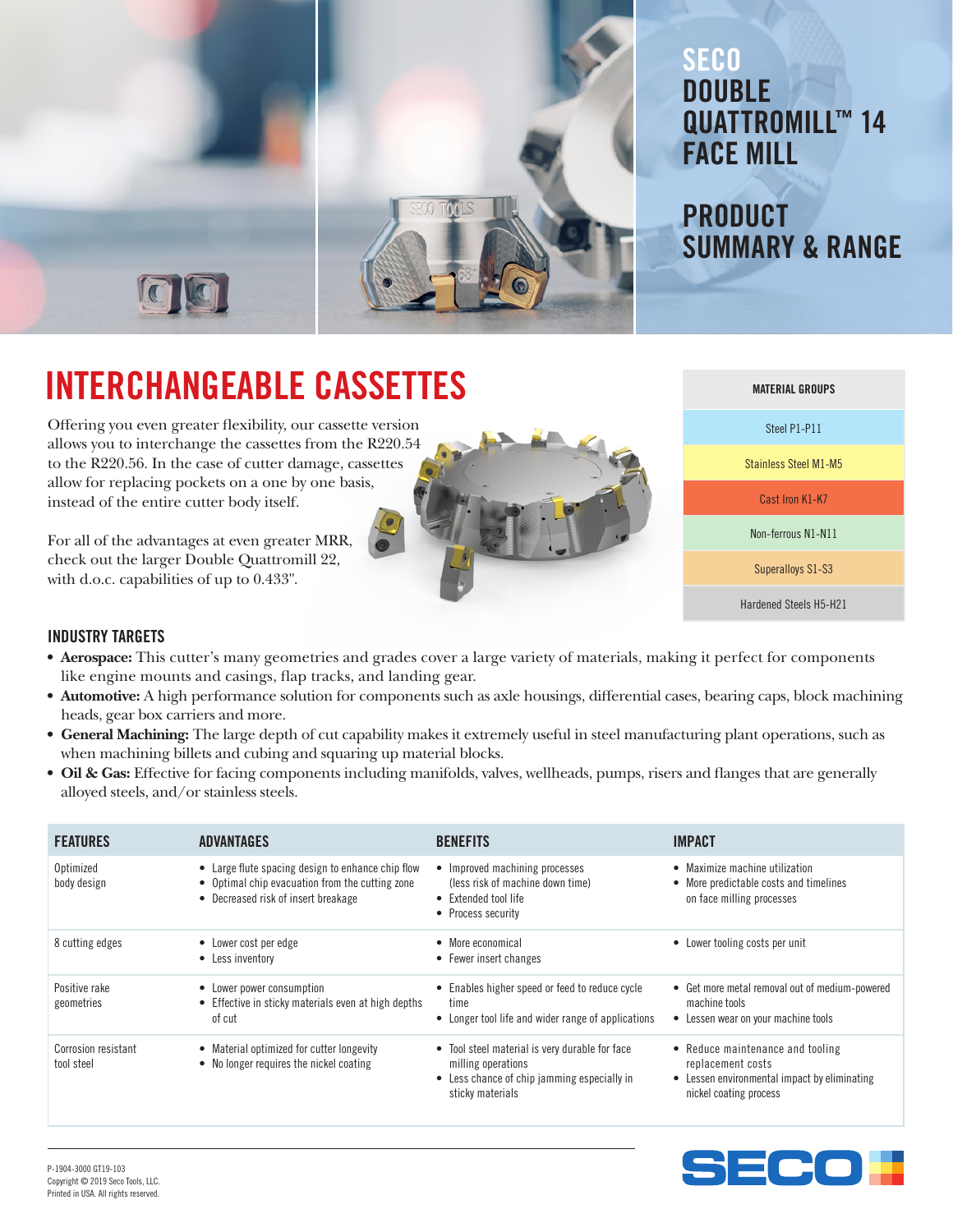# SECO DOUBLE QUATTROMILL™ 14 FACE MILL

## PRODUCT SUMMARY & RANGE

## INTERCHANGEABLE CASSETTES

Offering you even greater flexibility, our cassette version allows you to interchange the cassettes from the R220.54 to the R220.56. In the case of cutter damage, cassettes allow for replacing pockets on a one by one basis, instead of the entire cutter body itself.

For all of the advantages at even greater MRR, check out the larger Double Quattromill 22, with d.o.c. capabilities of up to 0.433".

| MATERIAL GROUPS |
|---|
| Steel P1-P11 |
| Stainless Steel M1-M5 |
| Cast Iron K1-K7 |
| Non-ferrous N1-N11 |
| Superalloys S1-S3 |
| Hardened Steels H5-H21 |

### INDUSTRY TARGETS

- **Aerospace:** This cutter's many geometries and grades cover a large variety of materials, making it perfect for components like engine mounts and casings, flap tracks, and landing gear.
- **Automotive:** A high performance solution for components such as axle housings, differential cases, bearing caps, block machining heads, gear box carriers and more.
- **General Machining:** The large depth of cut capability makes it extremely useful in steel manufacturing plant operations, such as when machining billets and cubing and squaring up material blocks.
- **Oil & Gas:** Effective for facing components including manifolds, valves, wellheads, pumps, risers and flanges that are generally alloyed steels, and/or stainless steels.

| FEATURES | ADVANTAGES | BENEFITS | IMPACT |
|---|---|---|---|
| Optimized body design | • Large flute spacing design to enhance chip flow<br>• Optimal chip evacuation from the cutting zone<br>• Decreased risk of insert breakage | • Improved machining processes (less risk of machine down time)<br>• Extended tool life<br>• Process security | • Maximize machine utilization<br>• More predictable costs and timelines on face milling processes |
| 8 cutting edges | • Lower cost per edge<br>• Less inventory | • More economical<br>• Fewer insert changes | • Lower tooling costs per unit |
| Positive rake geometries | • Lower power consumption<br>• Effective in sticky materials even at high depths of cut | • Enables higher speed or feed to reduce cycle time<br>• Longer tool life and wider range of applications | • Get more metal removal out of medium-powered machine tools<br>• Lessen wear on your machine tools |
| Corrosion resistant tool steel | • Material optimized for cutter longevity<br>• No longer requires the nickel coating | • Tool steel material is very durable for face milling operations<br>• Less chance of chip jamming especially in sticky materials | • Reduce maintenance and tooling replacement costs<br>• Lessen environmental impact by eliminating nickel coating process |

P-1904-3000 GT19-103
Copyright © 2019 Seco Tools, LLC.
Printed in USA. All rights reserved.